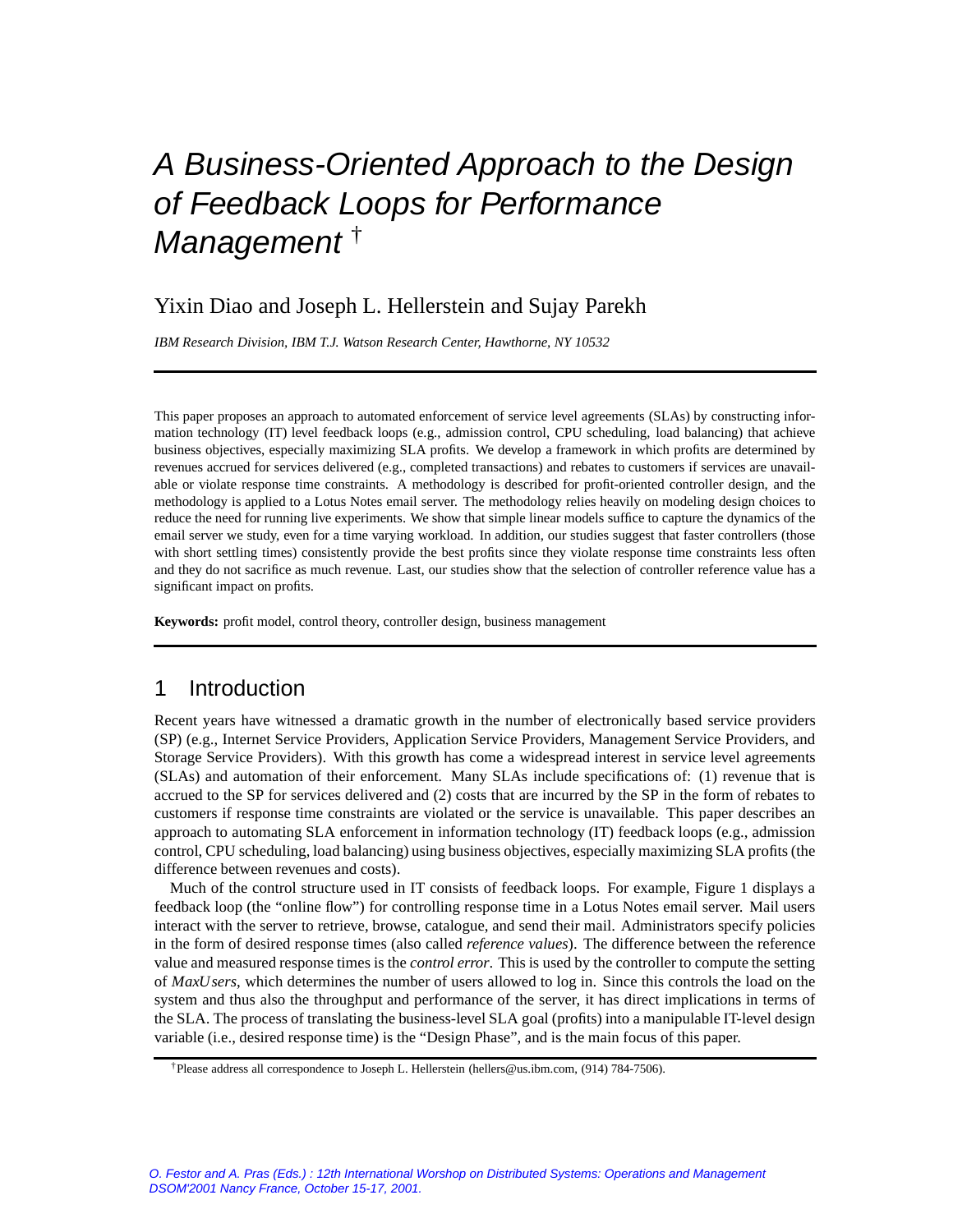# A Business-Oriented Approach to the Design of Feedback Loops for Performance Management †

Yixin Diao and Joseph L. Hellerstein and Sujay Parekh

*IBM Research Division, IBM T.J. Watson Research Center, Hawthorne, NY 10532*

---

This paper proposes an approach to automated enforcement of service level agreements (SLAs) by constructing information technology (IT) level feedback loops (e.g., admission control, CPU scheduling, load balancing) that achieve business objectives, especially maximizing SLA profits. We develop a framework in which profits are determined by revenues accrued for services delivered (e.g., completed transactions) and rebates to customers if services are unavailable or violate response time constraints. A methodology is described for profit-oriented controller design, and the methodology is applied to a Lotus Notes email server. The methodology relies heavily on modeling design choices to reduce the need for running live experiments. We show that simple linear models suffice to capture the dynamics of the email server we study, even for a time varying workload. In addition, our studies suggest that faster controllers (those with short settling times) consistently provide the best profits since they violate response time constraints less often and they do not sacrifice as much revenue. Last, our studies show that the selection of controller reference value has a significant impact on profits.

**Keywords:** profit model, control theory, controller design, business management

---

## 1 Introduction

Recent years have witnessed a dramatic growth in the number of electronically based service providers (SP) (e.g., Internet Service Providers, Application Service Providers, Management Service Providers, and Storage Service Providers). With this growth has come a widespread interest in service level agreements (SLAs) and automation of their enforcement. Many SLAs include specifications of: (1) revenue that is accrued to the SP for services delivered and (2) costs that are incurred by the SP in the form of rebates to customers if response time constraints are violated or the service is unavailable. This paper describes an approach to automating SLA enforcement in information technology (IT) feedback loops (e.g., admission control, CPU scheduling, load balancing) using business objectives, especially maximizing SLA profits (the difference between revenues and costs).

Much of the control structure used in IT consists of feedback loops. For example, Figure 1 displays a feedback loop (the "online flow") for controlling response time in a Lotus Notes email server. Mail users interact with the server to retrieve, browse, catalogue, and send their mail. Administrators specify policies in the form of desired response times (also called *reference values*). The difference between the reference value and measured response times is the *control error*. This is used by the controller to compute the setting of *MaxUsers*, which determines the number of users allowed to log in. Since this controls the load on the system and thus also the throughput and performance of the server, it has direct implications in terms of the SLA. The process of translating the business-level SLA goal (profits) into a manipulable IT-level design variable (i.e., desired response time) is the "Design Phase", and is the main focus of this paper.

---

†Please address all correspondence to Joseph L. Hellerstein (hellers@us.ibm.com, (914) 784-7506).

*O. Festor and A. Pras (Eds.) : 12th International Worshop on Distributed Systems: Operations and Management DSOM'2001 Nancy France, October 15-17, 2001.*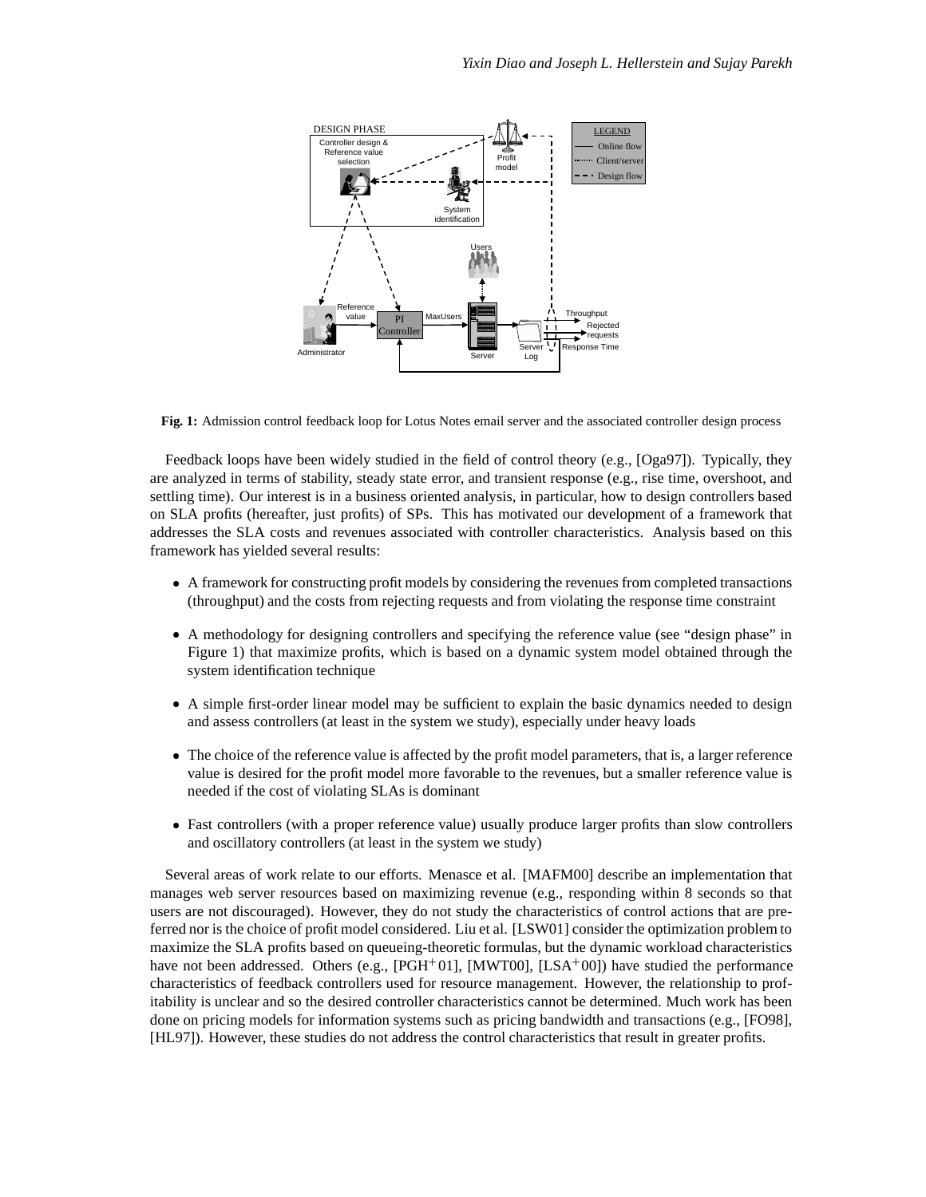**Fig. 1:** Admission control feedback loop for Lotus Notes email server and the associated controller design process

Feedback loops have been widely studied in the field of control theory (e.g., [Oga97]). Typically, they are analyzed in terms of stability, steady state error, and transient response (e.g., rise time, overshoot, and settling time). Our interest is in a business oriented analysis, in particular, how to design controllers based on SLA profits (hereafter, just profits) of SPs. This has motivated our development of a framework that addresses the SLA costs and revenues associated with controller characteristics. Analysis based on this framework has yielded several results:

- A framework for constructing profit models by considering the revenues from completed transactions (throughput) and the costs from rejecting requests and from violating the response time constraint
- A methodology for designing controllers and specifying the reference value (see "design phase" in Figure 1) that maximize profits, which is based on a dynamic system model obtained through the system identification technique
- A simple first-order linear model may be sufficient to explain the basic dynamics needed to design and assess controllers (at least in the system we study), especially under heavy loads
- The choice of the reference value is affected by the profit model parameters, that is, a larger reference value is desired for the profit model more favorable to the revenues, but a smaller reference value is needed if the cost of violating SLAs is dominant
- Fast controllers (with a proper reference value) usually produce larger profits than slow controllers and oscillatory controllers (at least in the system we study)

Several areas of work relate to our efforts. Menasce et al. [MAFM00] describe an implementation that manages web server resources based on maximizing revenue (e.g., responding within 8 seconds so that users are not discouraged). However, they do not study the characteristics of control actions that are preferred nor is the choice of profit model considered. Liu et al. [LSW01] consider the optimization problem to maximize the SLA profits based on queueing-theoretic formulas, but the dynamic workload characteristics have not been addressed. Others (e.g., [PGH+01], [MWT00], [LSA+00]) have studied the performance characteristics of feedback controllers used for resource management. However, the relationship to profitability is unclear and so the desired controller characteristics cannot be determined. Much work has been done on pricing models for information systems such as pricing bandwidth and transactions (e.g., [FO98], [HL97]). However, these studies do not address the control characteristics that result in greater profits.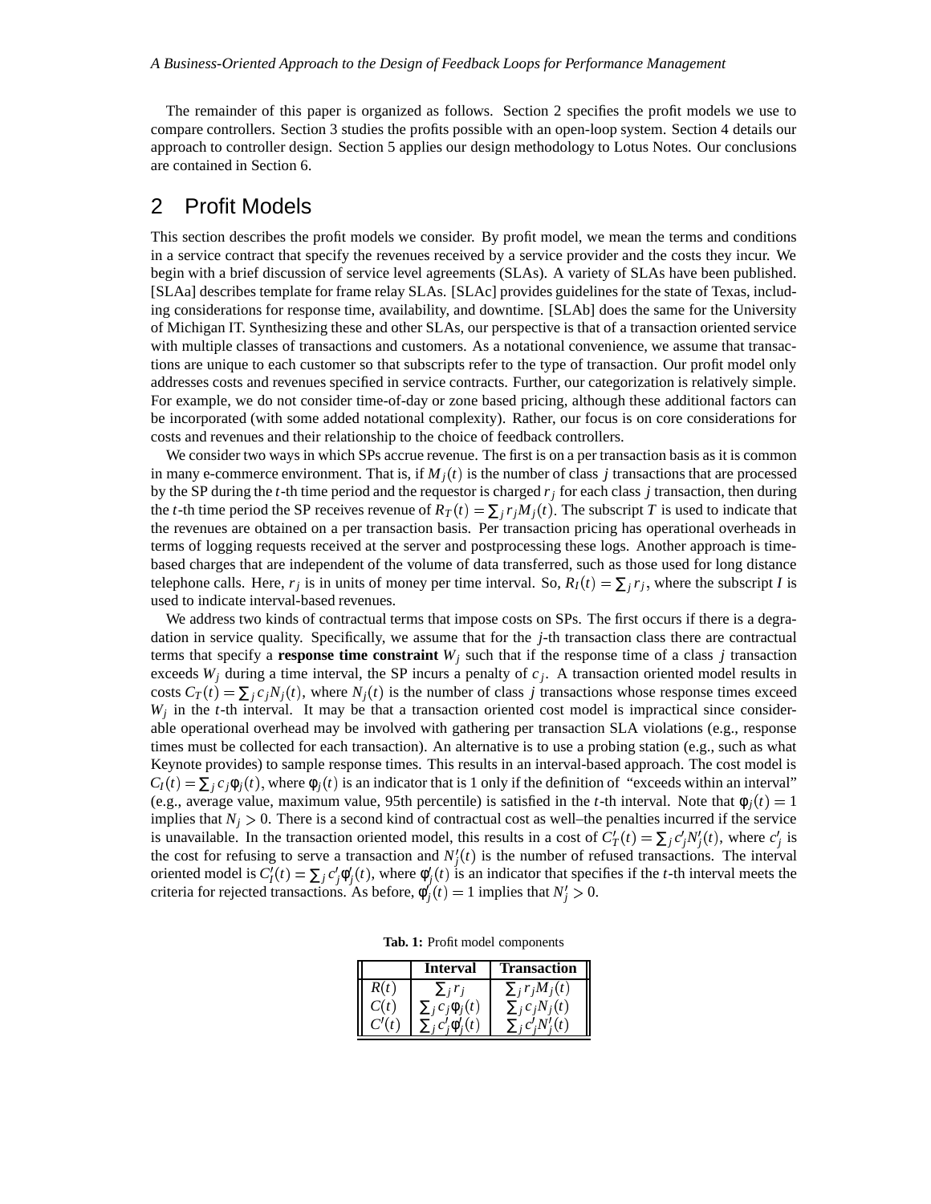The remainder of this paper is organized as follows. Section 2 specifies the profit models we use to compare controllers. Section 3 studies the profits possible with an open-loop system. Section 4 details our approach to controller design. Section 5 applies our design methodology to Lotus Notes. Our conclusions are contained in Section 6.

## 2 Profit Models

This section describes the profit models we consider. By profit model, we mean the terms and conditions in a service contract that specify the revenues received by a service provider and the costs they incur. We begin with a brief discussion of service level agreements (SLAs). A variety of SLAs have been published. [SLAa] describes template for frame relay SLAs. [SLAc] provides guidelines for the state of Texas, including considerations for response time, availability, and downtime. [SLAb] does the same for the University of Michigan IT. Synthesizing these and other SLAs, our perspective is that of a transaction oriented service with multiple classes of transactions and customers. As a notational convenience, we assume that transactions are unique to each customer so that subscripts refer to the type of transaction. Our profit model only addresses costs and revenues specified in service contracts. Further, our categorization is relatively simple. For example, we do not consider time-of-day or zone based pricing, although these additional factors can be incorporated (with some added notational complexity). Rather, our focus is on core considerations for costs and revenues and their relationship to the choice of feedback controllers.

We consider two ways in which SPs accrue revenue. The first is on a per transaction basis as it is common in many e-commerce environment. That is, if $M_j(t)$ is the number of class $j$ transactions that are processed by the SP during the $t$-th time period and the requestor is charged $r_j$ for each class $j$ transaction, then during the $t$-th time period the SP receives revenue of $R_T(t) = \sum_j r_j M_j(t)$. The subscript $T$ is used to indicate that the revenues are obtained on a per transaction basis. Per transaction pricing has operational overheads in terms of logging requests received at the server and postprocessing these logs. Another approach is time-based charges that are independent of the volume of data transferred, such as those used for long distance telephone calls. Here, $r_j$ is in units of money per time interval. So, $R_I(t) = \sum_j r_j$, where the subscript $I$ is used to indicate interval-based revenues.

We address two kinds of contractual terms that impose costs on SPs. The first occurs if there is a degradation in service quality. Specifically, we assume that for the $j$-th transaction class there are contractual terms that specify a **response time constraint** $W_j$ such that if the response time of a class $j$ transaction exceeds $W_j$ during a time interval, the SP incurs a penalty of $c_j$. A transaction oriented model results in costs $C_T(t) = \sum_j c_j N_j(t)$, where $N_j(t)$ is the number of class $j$ transactions whose response times exceed $W_j$ in the $t$-th interval. It may be that a transaction oriented cost model is impractical since considerable operational overhead may be involved with gathering per transaction SLA violations (e.g., response times must be collected for each transaction). An alternative is to use a probing station (e.g., such as what Keynote provides) to sample response times. This results in an interval-based approach. The cost model is $C_I(t) = \sum_j c_j \phi_j(t)$, where $\phi_j(t)$ is an indicator that is 1 only if the definition of "exceeds within an interval" (e.g., average value, maximum value, 95th percentile) is satisfied in the $t$-th interval. Note that $\phi_j(t) = 1$ implies that $N_j > 0$. There is a second kind of contractual cost as well–the penalties incurred if the service is unavailable. In the transaction oriented model, this results in a cost of $C'_T(t) = \sum_j c'_j N'_j(t)$, where $c'_j$ is the cost for refusing to serve a transaction and $N'_j(t)$ is the number of refused transactions. The interval oriented model is $C'_I(t) = \sum_j c'_j \phi'_j(t)$, where $\phi'_j(t)$ is an indicator that specifies if the $t$-th interval meets the criteria for rejected transactions. As before, $\phi'_j(t) = 1$ implies that $N'_j > 0$.

**Tab. 1:** Profit model components

| | Interval | Transaction |
|---|---|---|
| $R(t)$ | $\sum_j r_j$ | $\sum_j r_j M_j(t)$ |
| $C(t)$ | $\sum_j c_j \phi_j(t)$ | $\sum_j c_j N_j(t)$ |
| $C'(t)$ | $\sum_j c'_j \phi'_j(t)$ | $\sum_j c'_j N'_j(t)$ |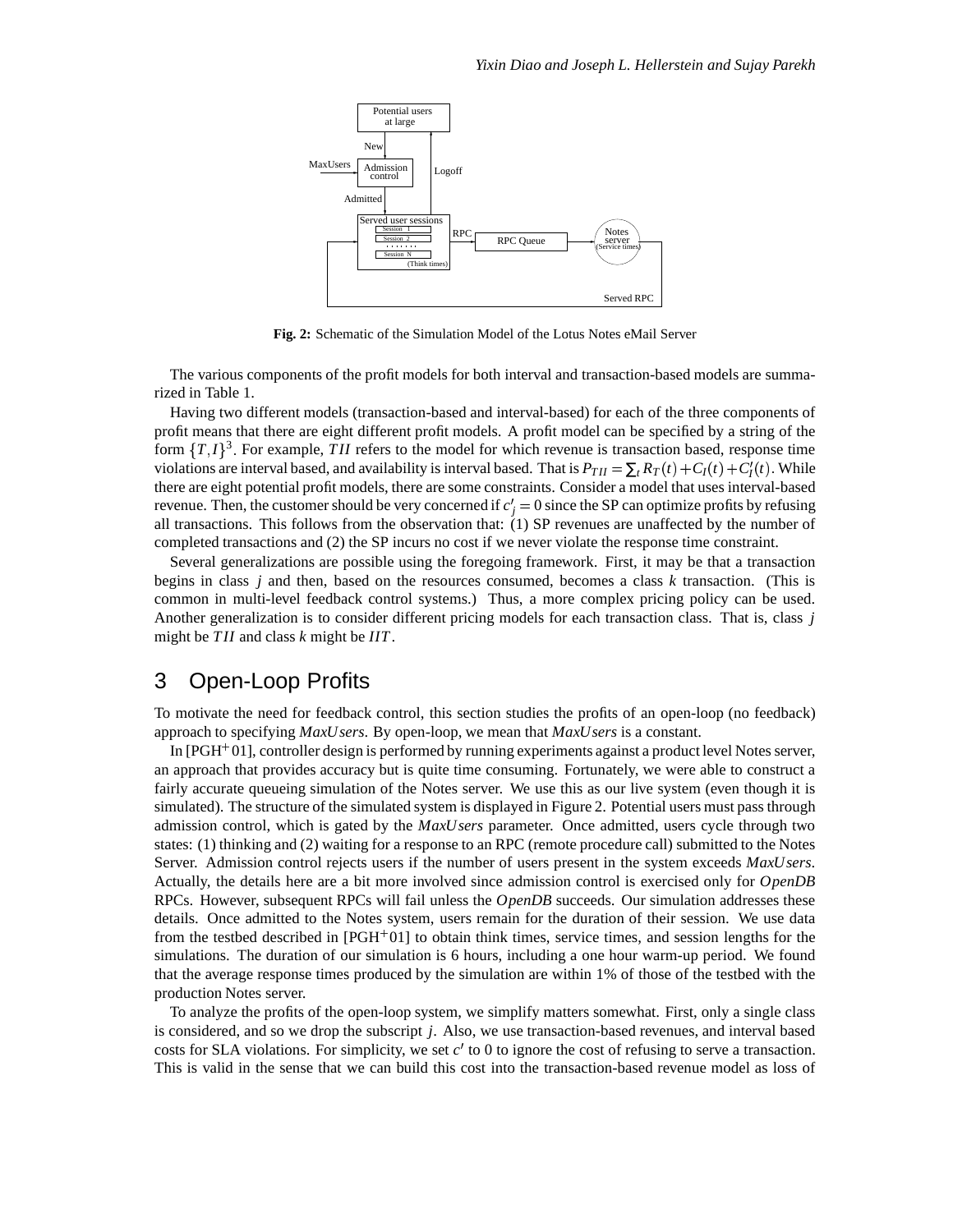**Fig. 2:** Schematic of the Simulation Model of the Lotus Notes eMail Server

The various components of the profit models for both interval and transaction-based models are summarized in Table 1.

Having two different models (transaction-based and interval-based) for each of the three components of profit means that there are eight different profit models. A profit model can be specified by a string of the form $\{T, I\}^3$. For example, $TII$ refers to the model for which revenue is transaction based, response time violations are interval based, and availability is interval based. That is $P_{TII} = \sum_t R_T(t) + C_I(t) + C_I'(t)$. While there are eight potential profit models, there are some constraints. Consider a model that uses interval-based revenue. Then, the customer should be very concerned if $c_j' = 0$ since the SP can optimize profits by refusing all transactions. This follows from the observation that: (1) SP revenues are unaffected by the number of completed transactions and (2) the SP incurs no cost if we never violate the response time constraint.

Several generalizations are possible using the foregoing framework. First, it may be that a transaction begins in class $j$ and then, based on the resources consumed, becomes a class $k$ transaction. (This is common in multi-level feedback control systems.) Thus, a more complex pricing policy can be used. Another generalization is to consider different pricing models for each transaction class. That is, class $j$ might be $TII$ and class $k$ might be $IIT$.

## 3 Open-Loop Profits

To motivate the need for feedback control, this section studies the profits of an open-loop (no feedback) approach to specifying *MaxUsers*. By open-loop, we mean that *MaxUsers* is a constant.

In [PGH+01], controller design is performed by running experiments against a product level Notes server, an approach that provides accuracy but is quite time consuming. Fortunately, we were able to construct a fairly accurate queueing simulation of the Notes server. We use this as our live system (even though it is simulated). The structure of the simulated system is displayed in Figure 2. Potential users must pass through admission control, which is gated by the *MaxUsers* parameter. Once admitted, users cycle through two states: (1) thinking and (2) waiting for a response to an RPC (remote procedure call) submitted to the Notes Server. Admission control rejects users if the number of users present in the system exceeds *MaxUsers*. Actually, the details here are a bit more involved since admission control is exercised only for *OpenDB* RPCs. However, subsequent RPCs will fail unless the *OpenDB* succeeds. Our simulation addresses these details. Once admitted to the Notes system, users remain for the duration of their session. We use data from the testbed described in [PGH+01] to obtain think times, service times, and session lengths for the simulations. The duration of our simulation is 6 hours, including a one hour warm-up period. We found that the average response times produced by the simulation are within 1% of those of the testbed with the production Notes server.

To analyze the profits of the open-loop system, we simplify matters somewhat. First, only a single class is considered, and so we drop the subscript $j$. Also, we use transaction-based revenues, and interval based costs for SLA violations. For simplicity, we set $c'$ to 0 to ignore the cost of refusing to serve a transaction. This is valid in the sense that we can build this cost into the transaction-based revenue model as loss of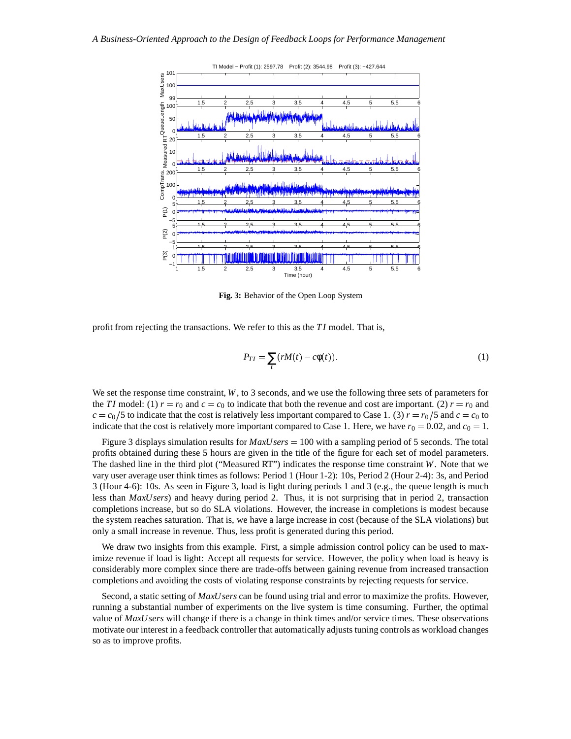**Fig. 3:** Behavior of the Open Loop System

profit from rejecting the transactions. We refer to this as the $TI$ model. That is,

$$P_{TI} = \sum_t (rM(t) - c\phi(t)). \tag{1}$$

We set the response time constraint, $W$, to 3 seconds, and we use the following three sets of parameters for the $TI$ model: (1) $r = r_0$ and $c = c_0$ to indicate that both the revenue and cost are important. (2) $r = r_0$ and $c = c_0/5$ to indicate that the cost is relatively less important compared to Case 1. (3) $r = r_0/5$ and $c = c_0$ to indicate that the cost is relatively more important compared to Case 1. Here, we have $r_0 = 0.02$, and $c_0 = 1$.

Figure 3 displays simulation results for $MaxUsers = 100$ with a sampling period of 5 seconds. The total profits obtained during these 5 hours are given in the title of the figure for each set of model parameters. The dashed line in the third plot ("Measured RT") indicates the response time constraint $W$. Note that we vary user average user think times as follows: Period 1 (Hour 1-2): 10s, Period 2 (Hour 2-4): 3s, and Period 3 (Hour 4-6): 10s. As seen in Figure 3, load is light during periods 1 and 3 (e.g., the queue length is much less than $MaxUsers$) and heavy during period 2. Thus, it is not surprising that in period 2, transaction completions increase, but so do SLA violations. However, the increase in completions is modest because the system reaches saturation. That is, we have a large increase in cost (because of the SLA violations) but only a small increase in revenue. Thus, less profit is generated during this period.

We draw two insights from this example. First, a simple admission control policy can be used to maximize revenue if load is light: Accept all requests for service. However, the policy when load is heavy is considerably more complex since there are trade-offs between gaining revenue from increased transaction completions and avoiding the costs of violating response constraints by rejecting requests for service.

Second, a static setting of $MaxUsers$ can be found using trial and error to maximize the profits. However, running a substantial number of experiments on the live system is time consuming. Further, the optimal value of $MaxUsers$ will change if there is a change in think times and/or service times. These observations motivate our interest in a feedback controller that automatically adjusts tuning controls as workload changes so as to improve profits.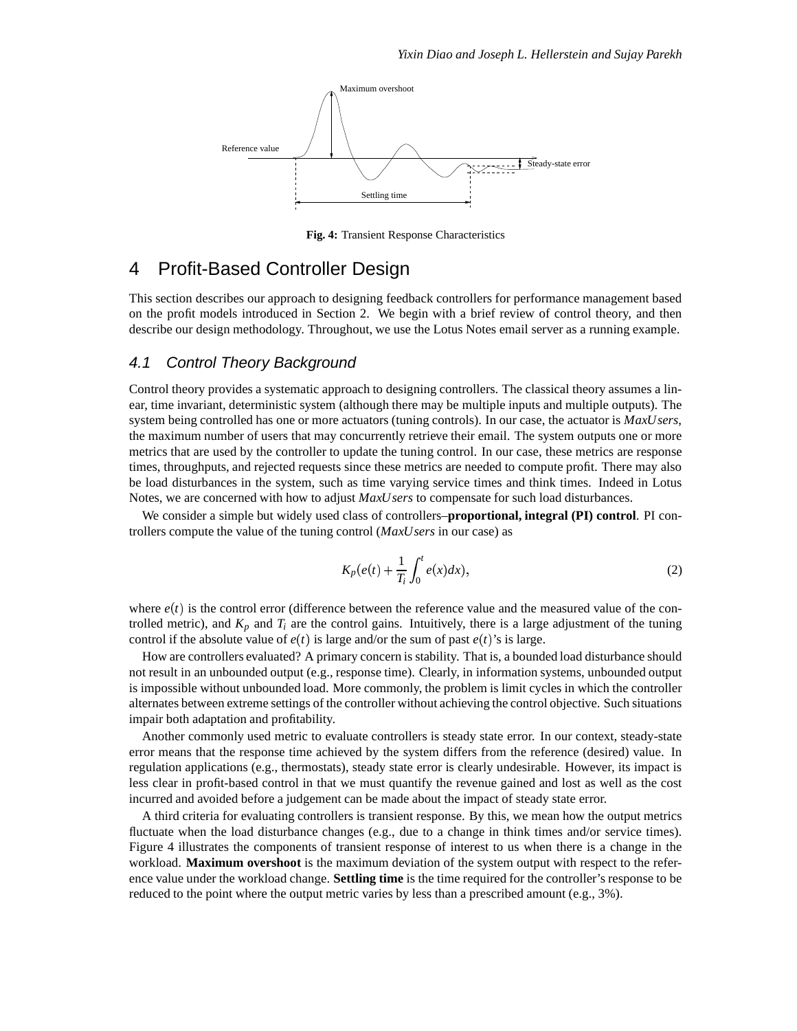Fig. 4: Transient Response Characteristics

# 4 Profit-Based Controller Design

This section describes our approach to designing feedback controllers for performance management based on the profit models introduced in Section 2. We begin with a brief review of control theory, and then describe our design methodology. Throughout, we use the Lotus Notes email server as a running example.

## 4.1 Control Theory Background

Control theory provides a systematic approach to designing controllers. The classical theory assumes a linear, time invariant, deterministic system (although there may be multiple inputs and multiple outputs). The system being controlled has one or more actuators (tuning controls). In our case, the actuator is *MaxUsers*, the maximum number of users that may concurrently retrieve their email. The system outputs one or more metrics that are used by the controller to update the tuning control. In our case, these metrics are response times, throughputs, and rejected requests since these metrics are needed to compute profit. There may also be load disturbances in the system, such as time varying service times and think times. Indeed in Lotus Notes, we are concerned with how to adjust *MaxUsers* to compensate for such load disturbances.

We consider a simple but widely used class of controllers–**proportional, integral (PI) control**. PI controllers compute the value of the tuning control (*MaxUsers* in our case) as

$$K_p(e(t) + \frac{1}{T_i}\int_0^t e(x)dx), \tag{2}$$

where $e(t)$ is the control error (difference between the reference value and the measured value of the controlled metric), and $K_p$ and $T_i$ are the control gains. Intuitively, there is a large adjustment of the tuning control if the absolute value of $e(t)$ is large and/or the sum of past $e(t)$'s is large.

How are controllers evaluated? A primary concern is stability. That is, a bounded load disturbance should not result in an unbounded output (e.g., response time). Clearly, in information systems, unbounded output is impossible without unbounded load. More commonly, the problem is limit cycles in which the controller alternates between extreme settings of the controller without achieving the control objective. Such situations impair both adaptation and profitability.

Another commonly used metric to evaluate controllers is steady state error. In our context, steady-state error means that the response time achieved by the system differs from the reference (desired) value. In regulation applications (e.g., thermostats), steady state error is clearly undesirable. However, its impact is less clear in profit-based control in that we must quantify the revenue gained and lost as well as the cost incurred and avoided before a judgement can be made about the impact of steady state error.

A third criteria for evaluating controllers is transient response. By this, we mean how the output metrics fluctuate when the load disturbance changes (e.g., due to a change in think times and/or service times). Figure 4 illustrates the components of transient response of interest to us when there is a change in the workload. **Maximum overshoot** is the maximum deviation of the system output with respect to the reference value under the workload change. **Settling time** is the time required for the controller's response to be reduced to the point where the output metric varies by less than a prescribed amount (e.g., 3%).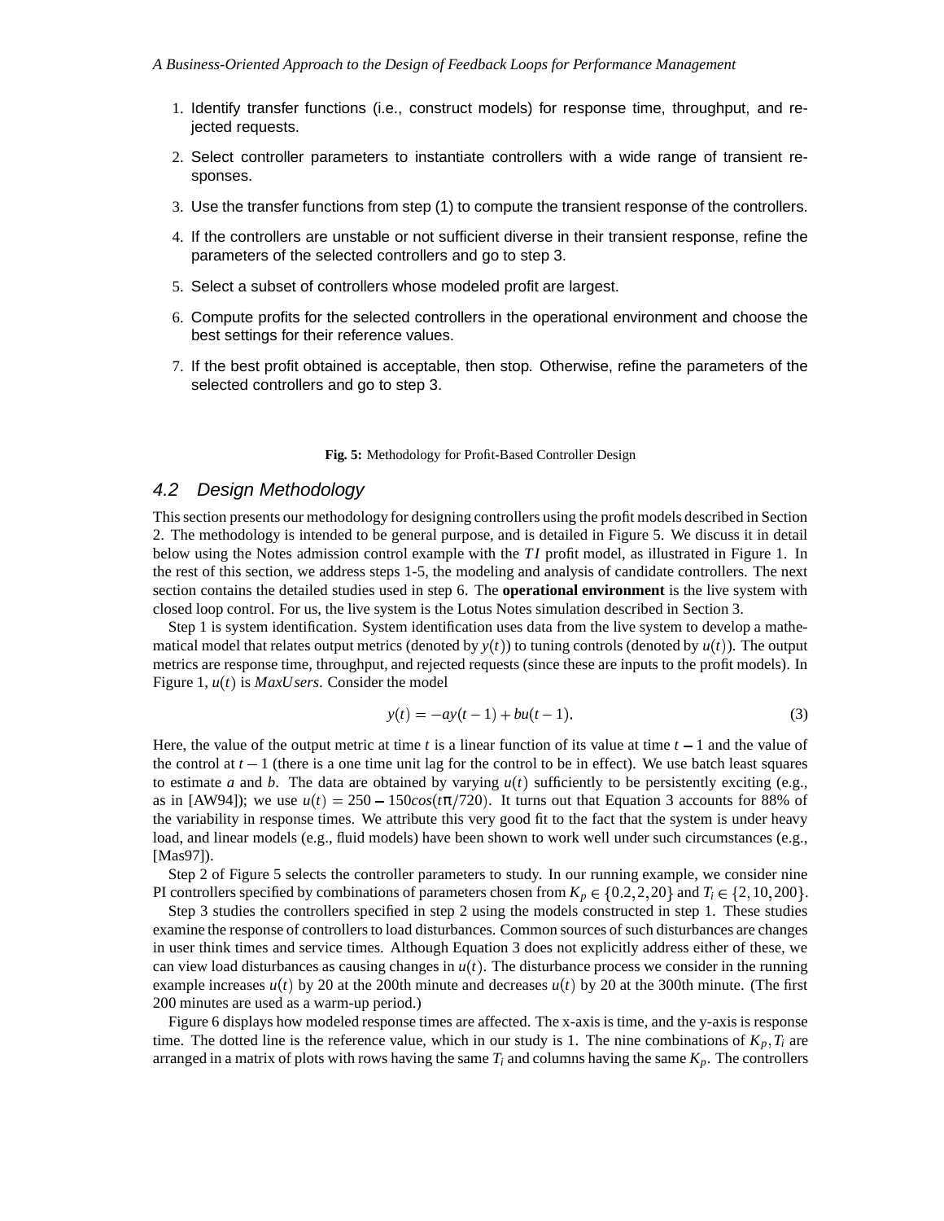1. Identify transfer functions (i.e., construct models) for response time, throughput, and rejected requests.
2. Select controller parameters to instantiate controllers with a wide range of transient responses.
3. Use the transfer functions from step (1) to compute the transient response of the controllers.
4. If the controllers are unstable or not sufficient diverse in their transient response, refine the parameters of the selected controllers and go to step 3.
5. Select a subset of controllers whose modeled profit are largest.
6. Compute profits for the selected controllers in the operational environment and choose the best settings for their reference values.
7. If the best profit obtained is acceptable, then stop. Otherwise, refine the parameters of the selected controllers and go to step 3.

**Fig. 5:** Methodology for Profit-Based Controller Design

### 4.2 Design Methodology

This section presents our methodology for designing controllers using the profit models described in Section 2. The methodology is intended to be general purpose, and is detailed in Figure 5. We discuss it in detail below using the Notes admission control example with the $TI$ profit model, as illustrated in Figure 1. In the rest of this section, we address steps 1-5, the modeling and analysis of candidate controllers. The next section contains the detailed studies used in step 6. The **operational environment** is the live system with closed loop control. For us, the live system is the Lotus Notes simulation described in Section 3.

Step 1 is system identification. System identification uses data from the live system to develop a mathematical model that relates output metrics (denoted by $y(t)$) to tuning controls (denoted by $u(t)$). The output metrics are response time, throughput, and rejected requests (since these are inputs to the profit models). In Figure 1, $u(t)$ is $MaxUsers$. Consider the model

$$y(t) = -ay(t-1) + bu(t-1). \tag{3}$$

Here, the value of the output metric at time $t$ is a linear function of its value at time $t-1$ and the value of the control at $t-1$ (there is a one time unit lag for the control to be in effect). We use batch least squares to estimate $a$ and $b$. The data are obtained by varying $u(t)$ sufficiently to be persistently exciting (e.g., as in [AW94]); we use $u(t) = 250 - 150cos(t\pi/720)$. It turns out that Equation 3 accounts for 88% of the variability in response times. We attribute this very good fit to the fact that the system is under heavy load, and linear models (e.g., fluid models) have been shown to work well under such circumstances (e.g., [Mas97]).

Step 2 of Figure 5 selects the controller parameters to study. In our running example, we consider nine PI controllers specified by combinations of parameters chosen from $K_p \in \{0.2, 2, 20\}$ and $T_i \in \{2, 10, 200\}$.

Step 3 studies the controllers specified in step 2 using the models constructed in step 1. These studies examine the response of controllers to load disturbances. Common sources of such disturbances are changes in user think times and service times. Although Equation 3 does not explicitly address either of these, we can view load disturbances as causing changes in $u(t)$. The disturbance process we consider in the running example increases $u(t)$ by 20 at the 200th minute and decreases $u(t)$ by 20 at the 300th minute. (The first 200 minutes are used as a warm-up period.)

Figure 6 displays how modeled response times are affected. The x-axis is time, and the y-axis is response time. The dotted line is the reference value, which in our study is 1. The nine combinations of $K_p, T_i$ are arranged in a matrix of plots with rows having the same $T_i$ and columns having the same $K_p$. The controllers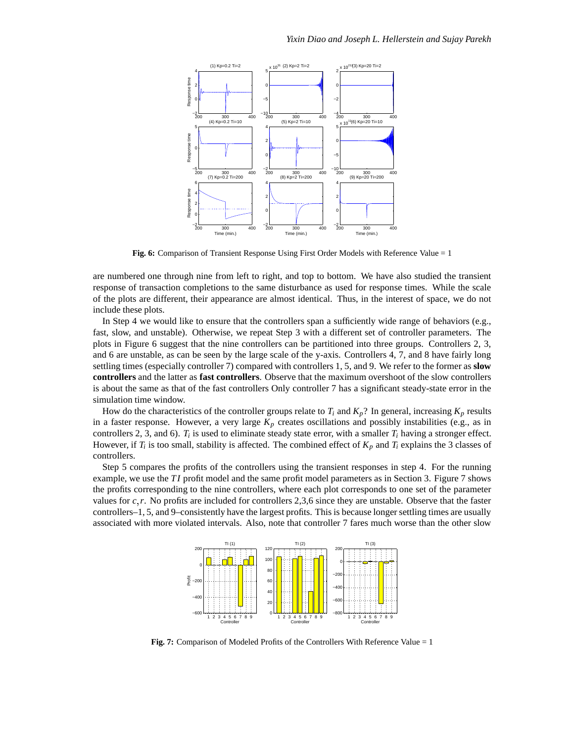**Fig. 6:** Comparison of Transient Response Using First Order Models with Reference Value = 1

are numbered one through nine from left to right, and top to bottom. We have also studied the transient response of transaction completions to the same disturbance as used for response times. While the scale of the plots are different, their appearance are almost identical. Thus, in the interest of space, we do not include these plots.

In Step 4 we would like to ensure that the controllers span a sufficiently wide range of behaviors (e.g., fast, slow, and unstable). Otherwise, we repeat Step 3 with a different set of controller parameters. The plots in Figure 6 suggest that the nine controllers can be partitioned into three groups. Controllers 2, 3, and 6 are unstable, as can be seen by the large scale of the y-axis. Controllers 4, 7, and 8 have fairly long settling times (especially controller 7) compared with controllers 1, 5, and 9. We refer to the former as **slow controllers** and the latter as **fast controllers**. Observe that the maximum overshoot of the slow controllers is about the same as that of the fast controllers Only controller 7 has a significant steady-state error in the simulation time window.

How do the characteristics of the controller groups relate to $T_i$ and $K_p$? In general, increasing $K_p$ results in a faster response. However, a very large $K_p$ creates oscillations and possibly instabilities (e.g., as in controllers 2, 3, and 6). $T_i$ is used to eliminate steady state error, with a smaller $T_i$ having a stronger effect. However, if $T_i$ is too small, stability is affected. The combined effect of $K_p$ and $T_i$ explains the 3 classes of controllers.

Step 5 compares the profits of the controllers using the transient responses in step 4. For the running example, we use the $TI$ profit model and the same profit model parameters as in Section 3. Figure 7 shows the profits corresponding to the nine controllers, where each plot corresponds to one set of the parameter values for $c, r$. No profits are included for controllers 2,3,6 since they are unstable. Observe that the faster controllers–1, 5, and 9–consistently have the largest profits. This is because longer settling times are usually associated with more violated intervals. Also, note that controller 7 fares much worse than the other slow

**Fig. 7:** Comparison of Modeled Profits of the Controllers With Reference Value = 1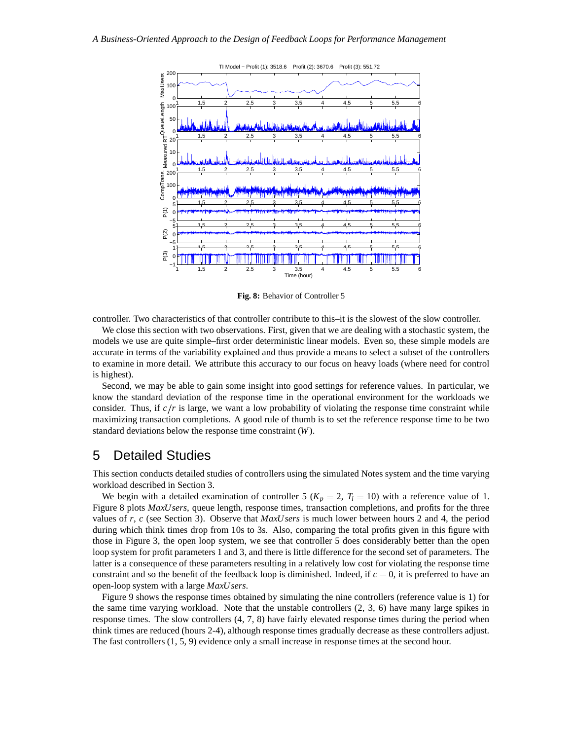**Fig. 8:** Behavior of Controller 5

controller. Two characteristics of that controller contribute to this–it is the slowest of the slow controller.

We close this section with two observations. First, given that we are dealing with a stochastic system, the models we use are quite simple–first order deterministic linear models. Even so, these simple models are accurate in terms of the variability explained and thus provide a means to select a subset of the controllers to examine in more detail. We attribute this accuracy to our focus on heavy loads (where need for control is highest).

Second, we may be able to gain some insight into good settings for reference values. In particular, we know the standard deviation of the response time in the operational environment for the workloads we consider. Thus, if $c/r$ is large, we want a low probability of violating the response time constraint while maximizing transaction completions. A good rule of thumb is to set the reference response time to be two standard deviations below the response time constraint ($W$).

## 5 Detailed Studies

This section conducts detailed studies of controllers using the simulated Notes system and the time varying workload described in Section 3.

We begin with a detailed examination of controller 5 ($K_p = 2$, $T_i = 10$) with a reference value of 1. Figure 8 plots *MaxUsers*, queue length, response times, transaction completions, and profits for the three values of $r$, $c$ (see Section 3). Observe that *MaxUsers* is much lower between hours 2 and 4, the period during which think times drop from 10s to 3s. Also, comparing the total profits given in this figure with those in Figure 3, the open loop system, we see that controller 5 does considerably better than the open loop system for profit parameters 1 and 3, and there is little difference for the second set of parameters. The latter is a consequence of these parameters resulting in a relatively low cost for violating the response time constraint and so the benefit of the feedback loop is diminished. Indeed, if $c = 0$, it is preferred to have an open-loop system with a large *MaxUsers*.

Figure 9 shows the response times obtained by simulating the nine controllers (reference value is 1) for the same time varying workload. Note that the unstable controllers (2, 3, 6) have many large spikes in response times. The slow controllers (4, 7, 8) have fairly elevated response times during the period when think times are reduced (hours 2-4), although response times gradually decrease as these controllers adjust. The fast controllers (1, 5, 9) evidence only a small increase in response times at the second hour.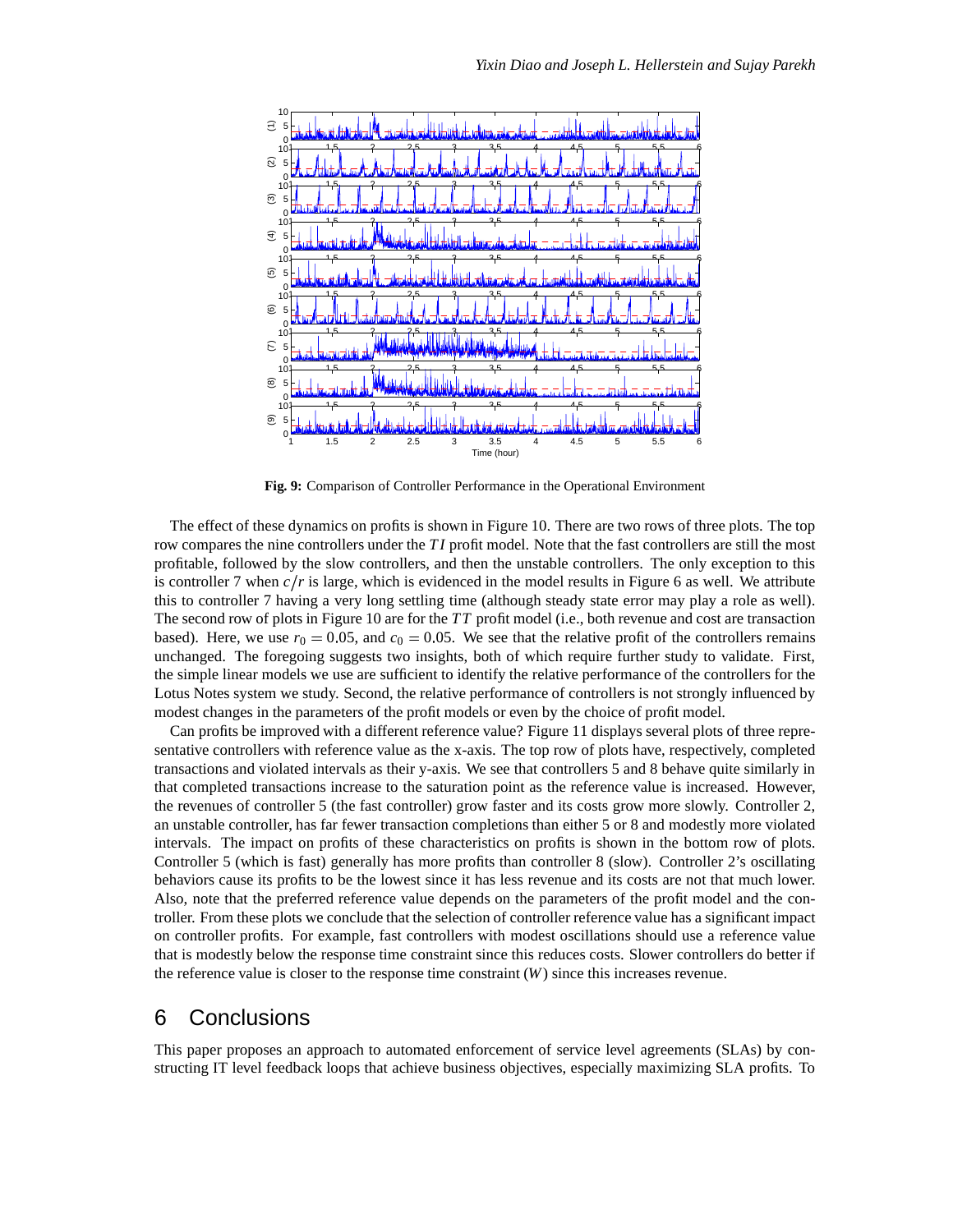**Fig. 9:** Comparison of Controller Performance in the Operational Environment

The effect of these dynamics on profits is shown in Figure 10. There are two rows of three plots. The top row compares the nine controllers under the $TI$ profit model. Note that the fast controllers are still the most profitable, followed by the slow controllers, and then the unstable controllers. The only exception to this is controller 7 when $c/r$ is large, which is evidenced in the model results in Figure 6 as well. We attribute this to controller 7 having a very long settling time (although steady state error may play a role as well). The second row of plots in Figure 10 are for the $TT$ profit model (i.e., both revenue and cost are transaction based). Here, we use $r_0 = 0.05$, and $c_0 = 0.05$. We see that the relative profit of the controllers remains unchanged. The foregoing suggests two insights, both of which require further study to validate. First, the simple linear models we use are sufficient to identify the relative performance of the controllers for the Lotus Notes system we study. Second, the relative performance of controllers is not strongly influenced by modest changes in the parameters of the profit models or even by the choice of profit model.

Can profits be improved with a different reference value? Figure 11 displays several plots of three representative controllers with reference value as the x-axis. The top row of plots have, respectively, completed transactions and violated intervals as their y-axis. We see that controllers 5 and 8 behave quite similarly in that completed transactions increase to the saturation point as the reference value is increased. However, the revenues of controller 5 (the fast controller) grow faster and its costs grow more slowly. Controller 2, an unstable controller, has far fewer transaction completions than either 5 or 8 and modestly more violated intervals. The impact on profits of these characteristics on profits is shown in the bottom row of plots. Controller 5 (which is fast) generally has more profits than controller 8 (slow). Controller 2's oscillating behaviors cause its profits to be the lowest since it has less revenue and its costs are not that much lower. Also, note that the preferred reference value depends on the parameters of the profit model and the controller. From these plots we conclude that the selection of controller reference value has a significant impact on controller profits. For example, fast controllers with modest oscillations should use a reference value that is modestly below the response time constraint since this reduces costs. Slower controllers do better if the reference value is closer to the response time constraint ($W$) since this increases revenue.

## 6 Conclusions

This paper proposes an approach to automated enforcement of service level agreements (SLAs) by constructing IT level feedback loops that achieve business objectives, especially maximizing SLA profits. To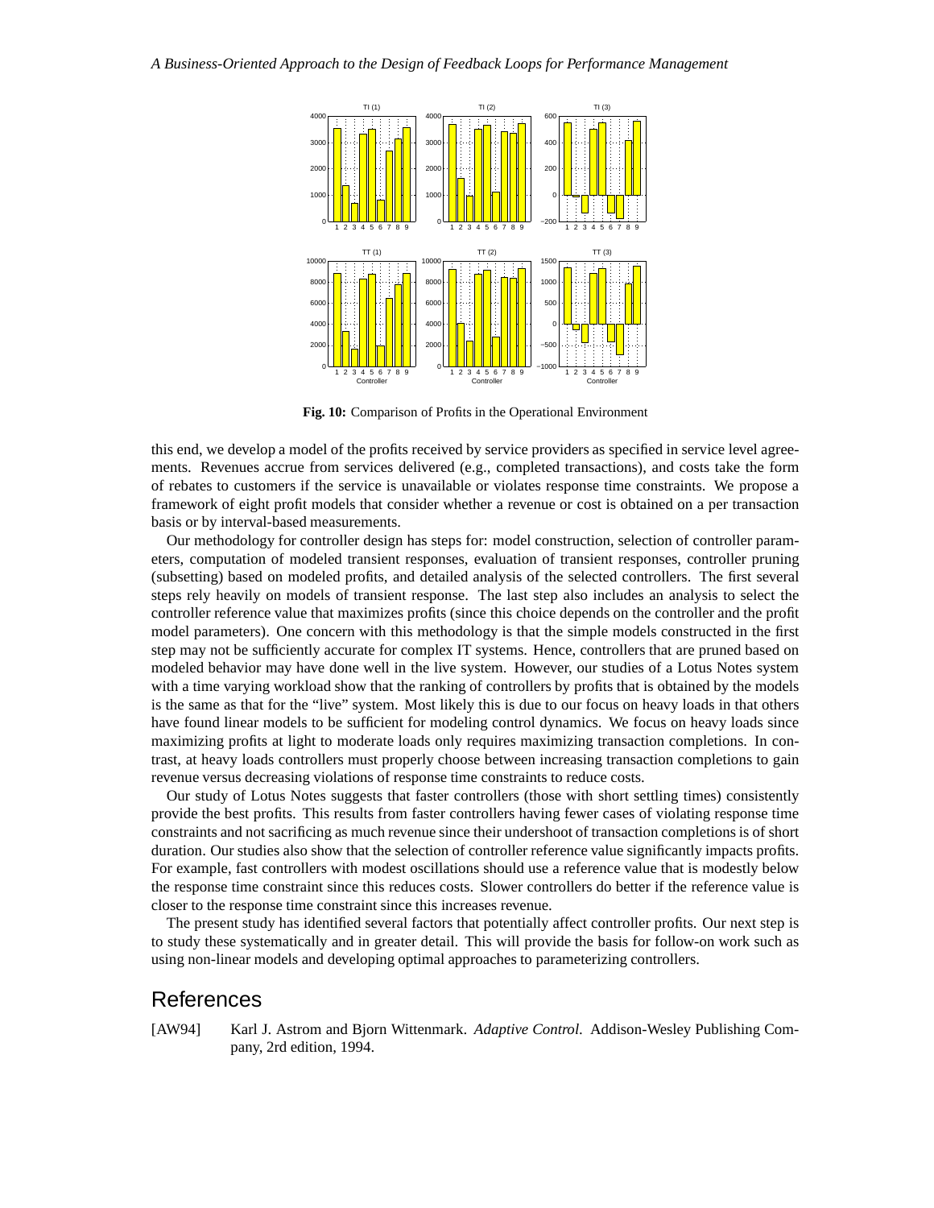**Fig. 10:** Comparison of Profits in the Operational Environment

this end, we develop a model of the profits received by service providers as specified in service level agreements. Revenues accrue from services delivered (e.g., completed transactions), and costs take the form of rebates to customers if the service is unavailable or violates response time constraints. We propose a framework of eight profit models that consider whether a revenue or cost is obtained on a per transaction basis or by interval-based measurements.

Our methodology for controller design has steps for: model construction, selection of controller parameters, computation of modeled transient responses, evaluation of transient responses, controller pruning (subsetting) based on modeled profits, and detailed analysis of the selected controllers. The first several steps rely heavily on models of transient response. The last step also includes an analysis to select the controller reference value that maximizes profits (since this choice depends on the controller and the profit model parameters). One concern with this methodology is that the simple models constructed in the first step may not be sufficiently accurate for complex IT systems. Hence, controllers that are pruned based on modeled behavior may have done well in the live system. However, our studies of a Lotus Notes system with a time varying workload show that the ranking of controllers by profits that is obtained by the models is the same as that for the "live" system. Most likely this is due to our focus on heavy loads in that others have found linear models to be sufficient for modeling control dynamics. We focus on heavy loads since maximizing profits at light to moderate loads only requires maximizing transaction completions. In contrast, at heavy loads controllers must properly choose between increasing transaction completions to gain revenue versus decreasing violations of response time constraints to reduce costs.

Our study of Lotus Notes suggests that faster controllers (those with short settling times) consistently provide the best profits. This results from faster controllers having fewer cases of violating response time constraints and not sacrificing as much revenue since their undershoot of transaction completions is of short duration. Our studies also show that the selection of controller reference value significantly impacts profits. For example, fast controllers with modest oscillations should use a reference value that is modestly below the response time constraint since this reduces costs. Slower controllers do better if the reference value is closer to the response time constraint since this increases revenue.

The present study has identified several factors that potentially affect controller profits. Our next step is to study these systematically and in greater detail. This will provide the basis for follow-on work such as using non-linear models and developing optimal approaches to parameterizing controllers.

# References

[AW94] Karl J. Astrom and Bjorn Wittenmark. *Adaptive Control*. Addison-Wesley Publishing Company, 2rd edition, 1994.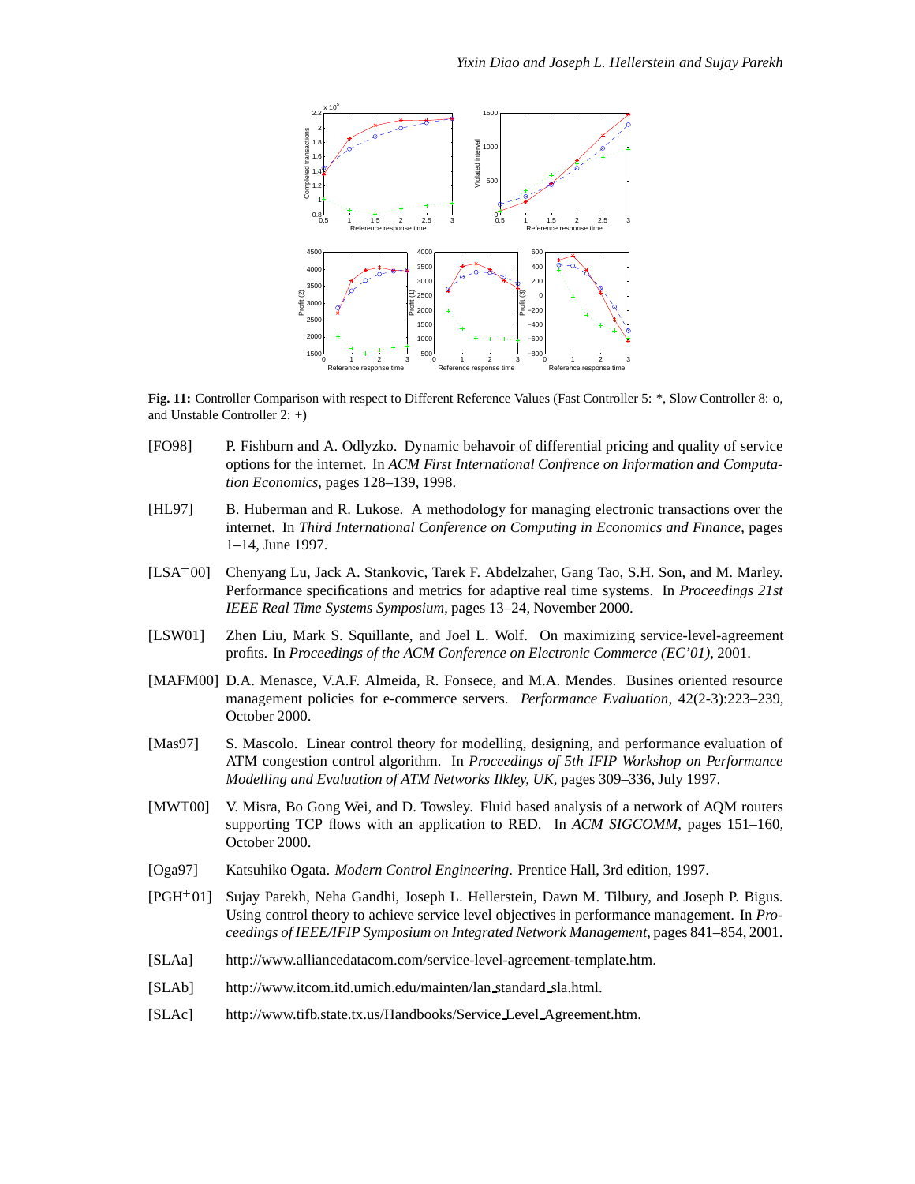x 10^5

2.2
2
1.8
1.6
1.4
1.2
1
0.8

Completed transactions

0.5 1 1.5 2 2.5 3

Reference response time

1500
1000
500
0

Violated interval

0.5 1 1.5 2 2.5 3

Reference response time

4500
4000
3500
3000
2500
2000
1500

Profit (2)

0 1 2 3

Reference response time

4000
3500
3000
2500
2000
1500
1000
500

Profit (1)

0 1 2 3

Reference response time

600
400
200
0
−200
−400
−600
−800

Profit (3)

0 1 2 3

Reference response time

**Fig. 11:** Controller Comparison with respect to Different Reference Values (Fast Controller 5: *, Slow Controller 8: o, and Unstable Controller 2: +)

[FO98] P. Fishburn and A. Odlyzko. Dynamic behavoir of differential pricing and quality of service options for the internet. In *ACM First International Confrence on Information and Computation Economics*, pages 128–139, 1998.

[HL97] B. Huberman and R. Lukose. A methodology for managing electronic transactions over the internet. In *Third International Conference on Computing in Economics and Finance*, pages 1–14, June 1997.

[LSA+00] Chenyang Lu, Jack A. Stankovic, Tarek F. Abdelzaher, Gang Tao, S.H. Son, and M. Marley. Performance specifications and metrics for adaptive real time systems. In *Proceedings 21st IEEE Real Time Systems Symposium*, pages 13–24, November 2000.

[LSW01] Zhen Liu, Mark S. Squillante, and Joel L. Wolf. On maximizing service-level-agreement profits. In *Proceedings of the ACM Conference on Electronic Commerce (EC'01)*, 2001.

[MAFM00] D.A. Menasce, V.A.F. Almeida, R. Fonsece, and M.A. Mendes. Busines oriented resource management policies for e-commerce servers. *Performance Evaluation*, 42(2-3):223–239, October 2000.

[Mas97] S. Mascolo. Linear control theory for modelling, designing, and performance evaluation of ATM congestion control algorithm. In *Proceedings of 5th IFIP Workshop on Performance Modelling and Evaluation of ATM Networks Ilkley, UK*, pages 309–336, July 1997.

[MWT00] V. Misra, Bo Gong Wei, and D. Towsley. Fluid based analysis of a network of AQM routers supporting TCP flows with an application to RED. In *ACM SIGCOMM*, pages 151–160, October 2000.

[Oga97] Katsuhiko Ogata. *Modern Control Engineering*. Prentice Hall, 3rd edition, 1997.

[PGH+01] Sujay Parekh, Neha Gandhi, Joseph L. Hellerstein, Dawn M. Tilbury, and Joseph P. Bigus. Using control theory to achieve service level objectives in performance management. In *Proceedings of IEEE/IFIP Symposium on Integrated Network Management*, pages 841–854, 2001.

[SLAa] http://www.alliancedatacom.com/service-level-agreement-template.htm.

[SLAb] http://www.itcom.itd.umich.edu/mainten/lan_standard_sla.html.

[SLAc] http://www.tifb.state.tx.us/Handbooks/Service_Level_Agreement.htm.